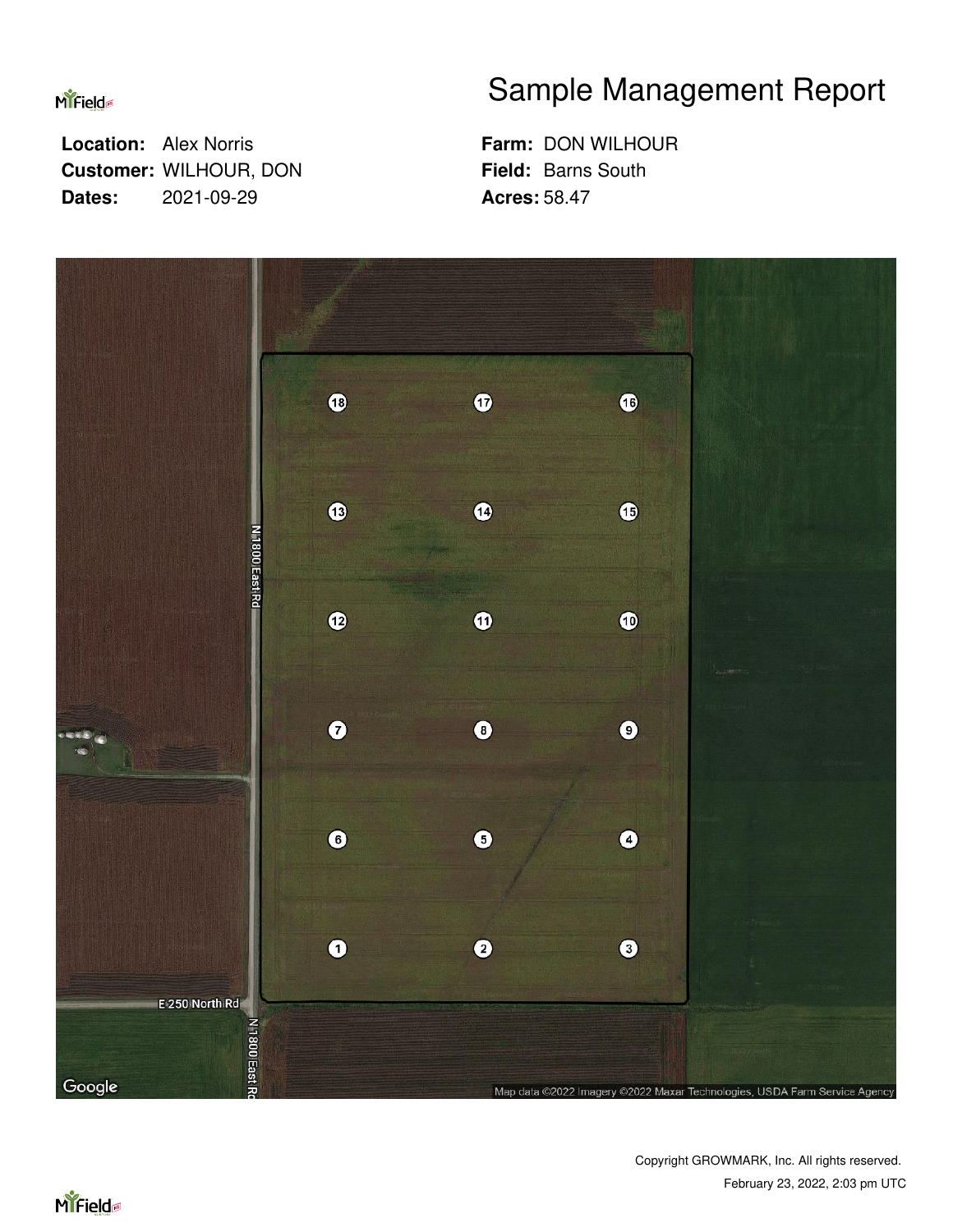# Sample Management Report

**Location:** Alex Norris
**Customer:** WILHOUR, DON
**Dates:** 2021-09-29

**Farm:** DON WILHOUR
**Field:** Barns South
**Acres:** 58.47

Copyright GROWMARK, Inc. All rights reserved.
February 23, 2022, 2:03 pm UTC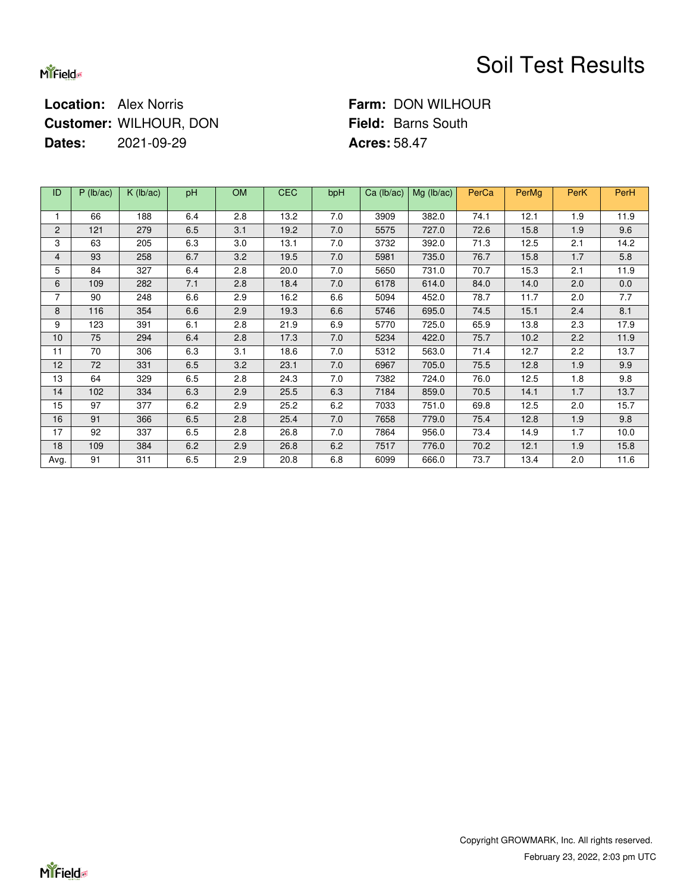# Soil Test Results

**Location:** Alex Norris
**Customer:** WILHOUR, DON
**Dates:** 2021-09-29

**Farm:** DON WILHOUR
**Field:** Barns South
**Acres:** 58.47

| ID | P (lb/ac) | K (lb/ac) | pH | OM | CEC | bpH | Ca (lb/ac) | Mg (lb/ac) | PerCa | PerMg | PerK | PerH |
|---|---|---|---|---|---|---|---|---|---|---|---|---|
| 1 | 66 | 188 | 6.4 | 2.8 | 13.2 | 7.0 | 3909 | 382.0 | 74.1 | 12.1 | 1.9 | 11.9 |
| 2 | 121 | 279 | 6.5 | 3.1 | 19.2 | 7.0 | 5575 | 727.0 | 72.6 | 15.8 | 1.9 | 9.6 |
| 3 | 63 | 205 | 6.3 | 3.0 | 13.1 | 7.0 | 3732 | 392.0 | 71.3 | 12.5 | 2.1 | 14.2 |
| 4 | 93 | 258 | 6.7 | 3.2 | 19.5 | 7.0 | 5981 | 735.0 | 76.7 | 15.8 | 1.7 | 5.8 |
| 5 | 84 | 327 | 6.4 | 2.8 | 20.0 | 7.0 | 5650 | 731.0 | 70.7 | 15.3 | 2.1 | 11.9 |
| 6 | 109 | 282 | 7.1 | 2.8 | 18.4 | 7.0 | 6178 | 614.0 | 84.0 | 14.0 | 2.0 | 0.0 |
| 7 | 90 | 248 | 6.6 | 2.9 | 16.2 | 6.6 | 5094 | 452.0 | 78.7 | 11.7 | 2.0 | 7.7 |
| 8 | 116 | 354 | 6.6 | 2.9 | 19.3 | 6.6 | 5746 | 695.0 | 74.5 | 15.1 | 2.4 | 8.1 |
| 9 | 123 | 391 | 6.1 | 2.8 | 21.9 | 6.9 | 5770 | 725.0 | 65.9 | 13.8 | 2.3 | 17.9 |
| 10 | 75 | 294 | 6.4 | 2.8 | 17.3 | 7.0 | 5234 | 422.0 | 75.7 | 10.2 | 2.2 | 11.9 |
| 11 | 70 | 306 | 6.3 | 3.1 | 18.6 | 7.0 | 5312 | 563.0 | 71.4 | 12.7 | 2.2 | 13.7 |
| 12 | 72 | 331 | 6.5 | 3.2 | 23.1 | 7.0 | 6967 | 705.0 | 75.5 | 12.8 | 1.9 | 9.9 |
| 13 | 64 | 329 | 6.5 | 2.8 | 24.3 | 7.0 | 7382 | 724.0 | 76.0 | 12.5 | 1.8 | 9.8 |
| 14 | 102 | 334 | 6.3 | 2.9 | 25.5 | 6.3 | 7184 | 859.0 | 70.5 | 14.1 | 1.7 | 13.7 |
| 15 | 97 | 377 | 6.2 | 2.9 | 25.2 | 6.2 | 7033 | 751.0 | 69.8 | 12.5 | 2.0 | 15.7 |
| 16 | 91 | 366 | 6.5 | 2.8 | 25.4 | 7.0 | 7658 | 779.0 | 75.4 | 12.8 | 1.9 | 9.8 |
| 17 | 92 | 337 | 6.5 | 2.8 | 26.8 | 7.0 | 7864 | 956.0 | 73.4 | 14.9 | 1.7 | 10.0 |
| 18 | 109 | 384 | 6.2 | 2.9 | 26.8 | 6.2 | 7517 | 776.0 | 70.2 | 12.1 | 1.9 | 15.8 |
| Avg. | 91 | 311 | 6.5 | 2.9 | 20.8 | 6.8 | 6099 | 666.0 | 73.7 | 13.4 | 2.0 | 11.6 |

Copyright GROWMARK, Inc. All rights reserved.

February 23, 2022, 2:03 pm UTC